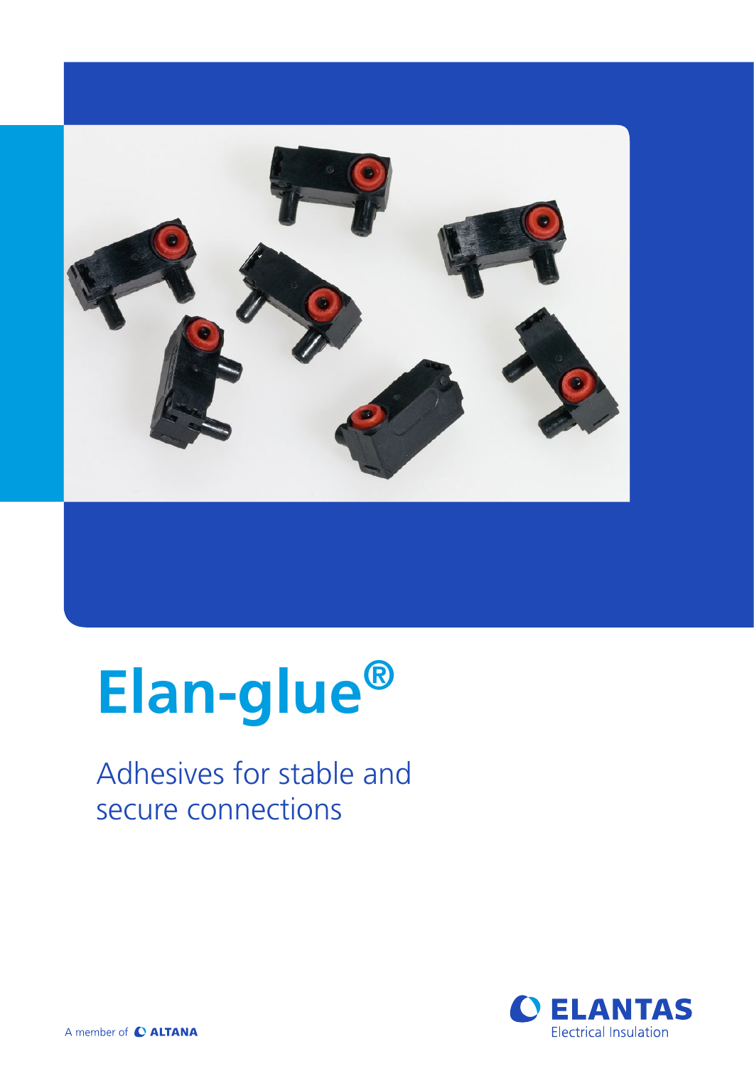# Elan-glue®

Adhesives for stable and secure connections

A member of ALTANA

ELANTAS
Electrical Insulation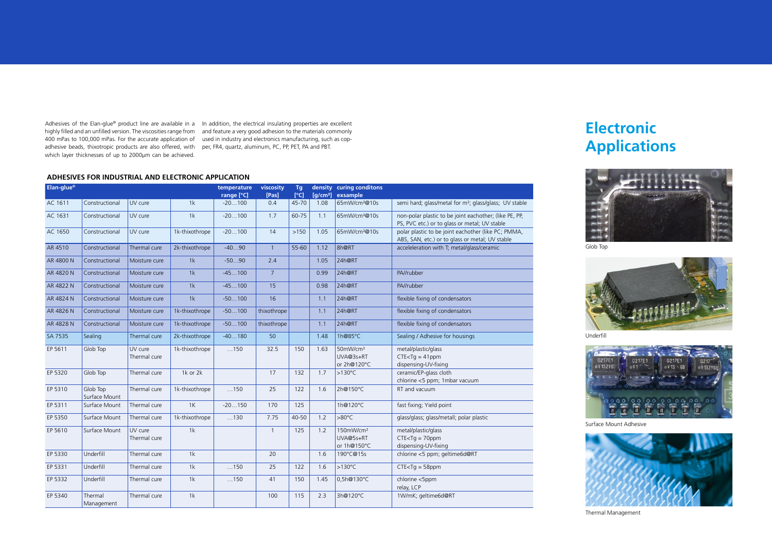# Electronic Applications

Adhesives of the Elan-glue® product line are available in a highly filled and an unfilled version. The viscosities range from 400 mPas to 100,000 mPas. For the accurate application of adhesive beads, thixotropic products are also offered, with which layer thicknesses of up to 2000µm can be achieved.

In addition, the electrical insulating properties are excellent and feature a very good adhesion to the materials commonly used in industry and electronics manufacturing, such as copper, FR4, quartz, aluminum, PC, PP, PET, PA and PBT.

## ADHESIVES FOR INDUSTRIAL AND ELECTRONIC APPLICATION

| Elan-glue® | | | | temperature range [°C] | viscosity [Pas] | Tg [°C] | density [g/cm³] | curing conditons exsample | |
|---|---|---|---|---|---|---|---|---|---|
| AC 1611 | Constructional | UV cure | 1k | -20…100 | 0.4 | 45-70 | 1.08 | 65mW/cm²@10s | semi hard; glass/metal for m²; glass/glass; UV stable |
| AC 1631 | Constructional | UV cure | 1k | -20…100 | 1.7 | 60-75 | 1.1 | 65mW/cm²@10s | non-polar plastic to be joint eachother; (like PE, PP, PS, PVC etc.) or to glass or metal; UV stable |
| AC 1650 | Constructional | UV cure | 1k-thixothrope | -20…100 | 14 | >150 | 1.05 | 65mW/cm²@10s | polar plastic to be joint eachother (like PC; PMMA, ABS, SAN, etc.) or to glass or metal; UV stable |
| AR 4510 | Constructional | Thermal cure | 2k-thixothrope | -40…90 | 1 | 55-60 | 1.12 | 8h@RT | acceleleration with T; metal/glass/ceramic |
| AR 4800 N | Constructional | Moisture cure | 1k | -50…90 | 2.4 | | 1.05 | 24h@RT | |
| AR 4820 N | Constructional | Moisture cure | 1k | -45…100 | 7 | | 0.99 | 24h@RT | PA//rubber |
| AR 4822 N | Constructional | Moisture cure | 1k | -45…100 | 15 | | 0.98 | 24h@RT | PA//rubber |
| AR 4824 N | Constructional | Moisture cure | 1k | -50…100 | 16 | | 1.1 | 24h@RT | flexible fixing of condensators |
| AR 4826 N | Constructional | Moisture cure | 1k-thixothrope | -50…100 | thixothrope | | 1.1 | 24h@RT | flexible fixing of condensators |
| AR 4828 N | Constructional | Moisture cure | 1k-thixothrope | -50…100 | thixothrope | | 1.1 | 24h@RT | flexible fixing of condensators |
| SA 7535 | Sealing | Thermal cure | 2k-thixothrope | -40…180 | 50 | | 1.48 | 1h@85°C | Sealing / Adhesive for housings |
| EP 5611 | Glob Top | UV cure Thermal cure | 1k-thixothrope | …150 | 32.5 | 150 | 1.63 | 50mW/cm² UVA@3s+RT or 2h@120°C | metal/plastic/glass CTE<Tg = 41ppm dispensing-UV-fixing |
| EP 5320 | Glob Top | Thermal cure | 1k or 2k | | 17 | 132 | 1.7 | >130°C | ceramic/EP-glass cloth chlorine <5 ppm; 1mbar vacuum |
| EP 5310 | Glob Top Surface Mount | Thermal cure | 1k-thixothrope | …150 | 25 | 122 | 1.6 | 2h@150°C | RT and vacuum |
| EP 5311 | Surface Mount | Thermal cure | 1K | -20…150 | 170 | 125 | | 1h@120°C | fast fixing; Yield point |
| EP 5350 | Surface Mount | Thermal cure | 1k-thixothrope | …130 | 7.75 | 40-50 | 1.2 | >80°C | glass/glass; glass/metall; polar plastic |
| EP 5610 | Surface Mount | UV cure Thermal cure | 1k | | 1 | 125 | 1.2 | 150mW/cm² UVA@5s+RT or 1h@150°C | metal/plastic/glass CTE<Tg = 70ppm dispensing-UV-fixing |
| EP 5330 | Underfill | Thermal cure | 1k | | 20 | | 1.6 | 190°C@15s | chlorine <5 ppm; geltime6d@RT |
| EP 5331 | Underfill | Thermal cure | 1k | …150 | 25 | 122 | 1.6 | >130°C | CTE<Tg = 58ppm |
| EP 5332 | Underfill | Thermal cure | 1k | …150 | 41 | 150 | 1.45 | 0,5h@130°C | chlorine <5ppm relay, LCP |
| EP 5340 | Thermal Management | Thermal cure | 1k | | 100 | 115 | 2.3 | 3h@120°C | 1W/mK; geltime6d@RT |

Glob Top

Underfill

Surface Mount Adhesive

Thermal Management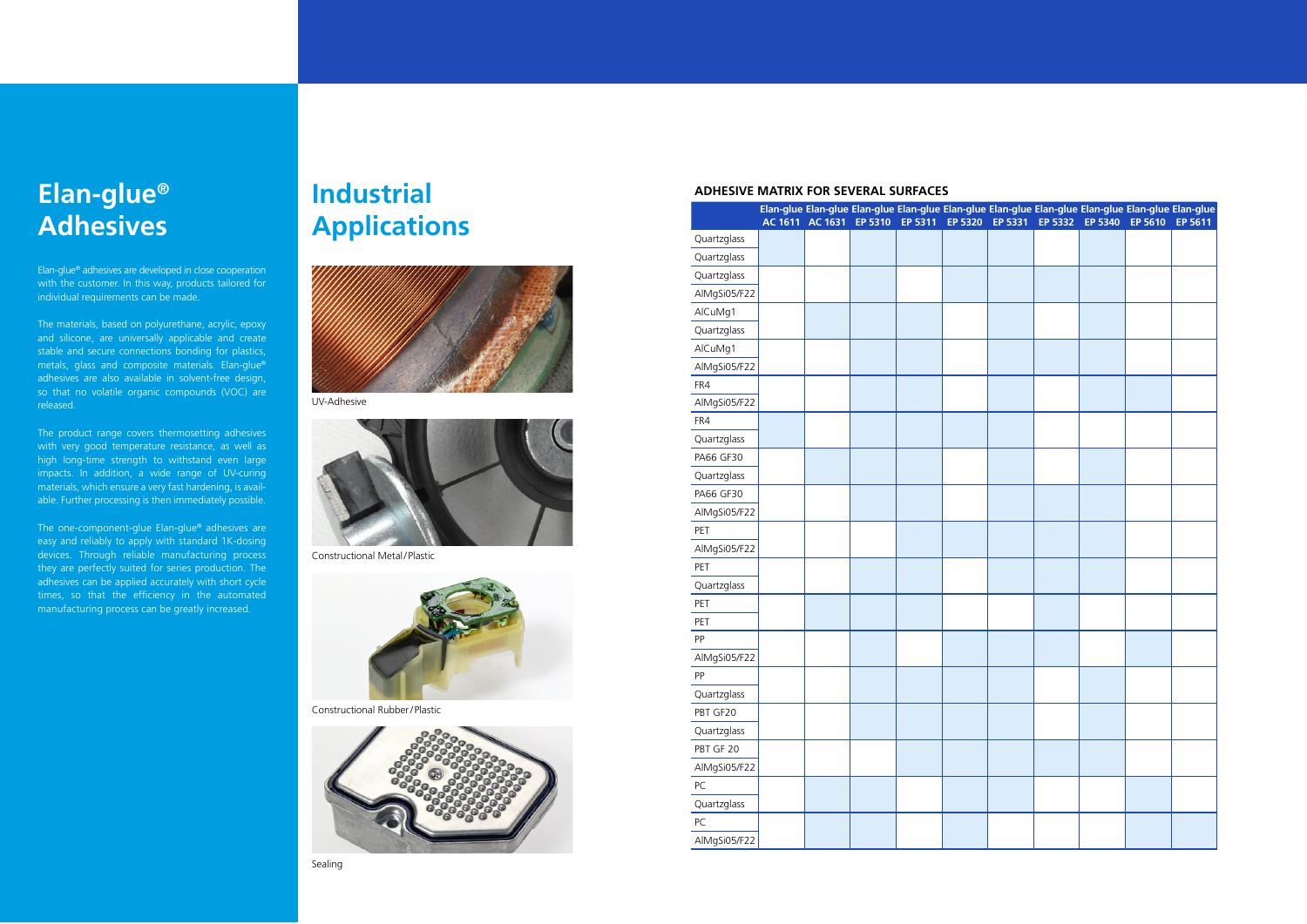# Elan-glue® Adhesives

Elan-glue® adhesives are developed in close cooperation with the customer. In this way, products tailored for individual requirements can be made.

The materials, based on polyurethane, acrylic, epoxy and silicone, are universally applicable and create stable and secure connections bonding for plastics, metals, glass and composite materials. Elan-glue® adhesives are also available in solvent-free design, so that no volatile organic compounds (VOC) are released.

The product range covers thermosetting adhesives with very good temperature resistance, as well as high long-time strength to withstand even large impacts. In addition, a wide range of UV-curing materials, which ensure a very fast hardening, is available. Further processing is then immediately possible.

The one-component-glue Elan-glue® adhesives are easy and reliably to apply with standard 1K-dosing devices. Through reliable manufacturing process they are perfectly suited for series production. The adhesives can be applied accurately with short cycle times, so that the efficiency in the automated manufacturing process can be greatly increased.

# Industrial Applications

UV-Adhesive

Constructional Metal/Plastic

Constructional Rubber/Plastic

Sealing

### ADHESIVE MATRIX FOR SEVERAL SURFACES

| | Elan-glue AC 1611 | Elan-glue AC 1631 | Elan-glue EP 5310 | Elan-glue EP 5311 | Elan-glue EP 5320 | Elan-glue EP 5331 | Elan-glue EP 5332 | Elan-glue EP 5340 | Elan-glue EP 5610 | Elan-glue EP 5611 |
|---|---|---|---|---|---|---|---|---|---|---|
| Quartzglass<br>Quartzglass | | | | | | | | | | |
| Quartzglass<br>AlMgSi05/F22 | | | | | | | | | | |
| AlCuMg1<br>Quartzglass | | | | | | | | | | |
| AlCuMg1<br>AlMgSi05/F22 | | | | | | | | | | |
| FR4<br>AlMgSi05/F22 | | | | | | | | | | |
| FR4<br>Quartzglass | | | | | | | | | | |
| PA66 GF30<br>Quartzglass | | | | | | | | | | |
| PA66 GF30<br>AlMgSi05/F22 | | | | | | | | | | |
| PET<br>AlMgSi05/F22 | | | | | | | | | | |
| PET<br>Quartzglass | | | | | | | | | | |
| PET<br>PET | | | | | | | | | | |
| PP<br>AlMgSi05/F22 | | | | | | | | | | |
| PP<br>Quartzglass | | | | | | | | | | |
| PBT GF20<br>Quartzglass | | | | | | | | | | |
| PBT GF 20<br>AlMgSi05/F22 | | | | | | | | | | |
| PC<br>Quartzglass | | | | | | | | | | |
| PC<br>AlMgSi05/F22 | | | | | | | | | | |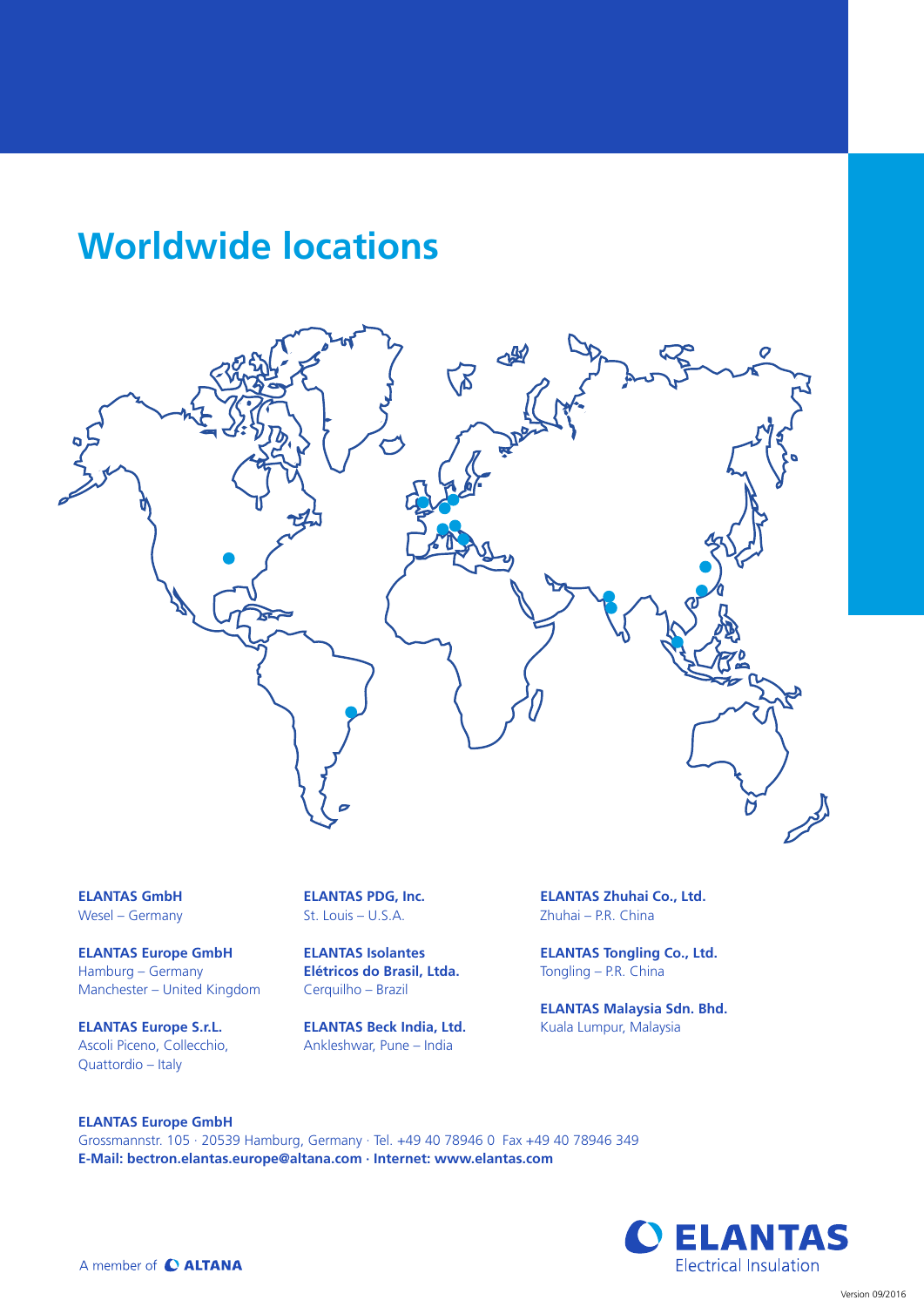# Worldwide locations

**ELANTAS GmbH**
Wesel – Germany

**ELANTAS Europe GmbH**
Hamburg – Germany
Manchester – United Kingdom

**ELANTAS Europe S.r.L.**
Ascoli Piceno, Collecchio,
Quattordio – Italy

**ELANTAS PDG, Inc.**
St. Louis – U.S.A.

**ELANTAS Isolantes Elétricos do Brasil, Ltda.**
Cerquilho – Brazil

**ELANTAS Beck India, Ltd.**
Ankleshwar, Pune – India

**ELANTAS Zhuhai Co., Ltd.**
Zhuhai – P.R. China

**ELANTAS Tongling Co., Ltd.**
Tongling – P.R. China

**ELANTAS Malaysia Sdn. Bhd.**
Kuala Lumpur, Malaysia

**ELANTAS Europe GmbH**
Grossmannstr. 105 · 20539 Hamburg, Germany · Tel. +49 40 78946 0 Fax +49 40 78946 349
**E-Mail: bectron.elantas.europe@altana.com · Internet: www.elantas.com**

ELANTAS
Electrical Insulation

A member of ALTANA

Version 09/2016